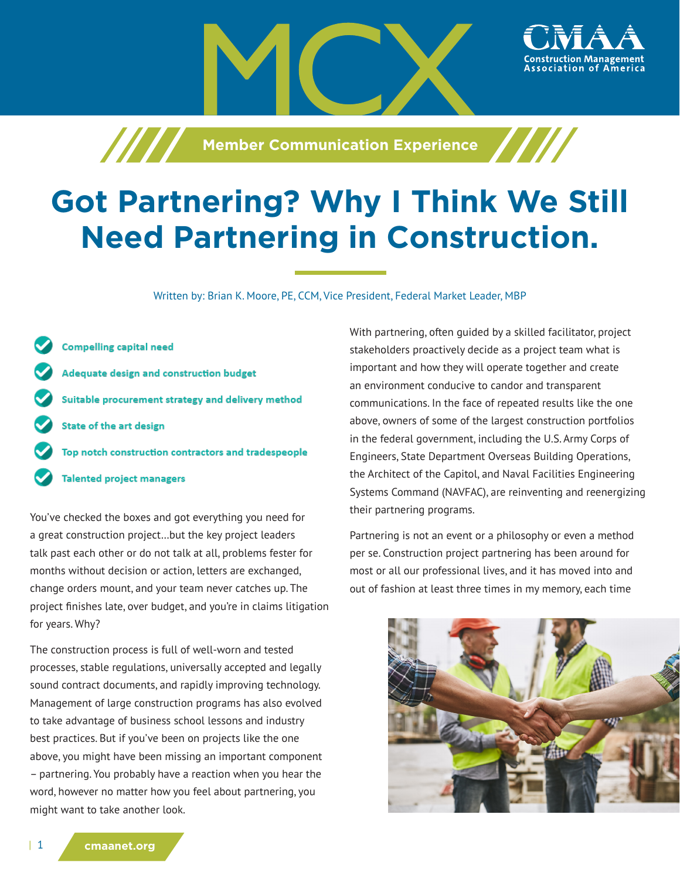# Got Partnering? Why I Think We Still Need Partnering in Construction.

Written by: Brian K. Moore, PE, CCM, Vice President, Federal Market Leader, MBP

- Compelling capital need
- Adequate design and construction budget
- Suitable procurement strategy and delivery method
- State of the art design
- Top notch construction contractors and tradespeople
- Talented project managers

You've checked the boxes and got everything you need for a great construction project…but the key project leaders talk past each other or do not talk at all, problems fester for months without decision or action, letters are exchanged, change orders mount, and your team never catches up. The project finishes late, over budget, and you're in claims litigation for years. Why?

The construction process is full of well-worn and tested processes, stable regulations, universally accepted and legally sound contract documents, and rapidly improving technology. Management of large construction programs has also evolved to take advantage of business school lessons and industry best practices. But if you've been on projects like the one above, you might have been missing an important component – partnering. You probably have a reaction when you hear the word, however no matter how you feel about partnering, you might want to take another look.

With partnering, often guided by a skilled facilitator, project stakeholders proactively decide as a project team what is important and how they will operate together and create an environment conducive to candor and transparent communications. In the face of repeated results like the one above, owners of some of the largest construction portfolios in the federal government, including the U.S. Army Corps of Engineers, State Department Overseas Building Operations, the Architect of the Capitol, and Naval Facilities Engineering Systems Command (NAVFAC), are reinventing and reenergizing their partnering programs.

Partnering is not an event or a philosophy or even a method per se. Construction project partnering has been around for most or all our professional lives, and it has moved into and out of fashion at least three times in my memory, each time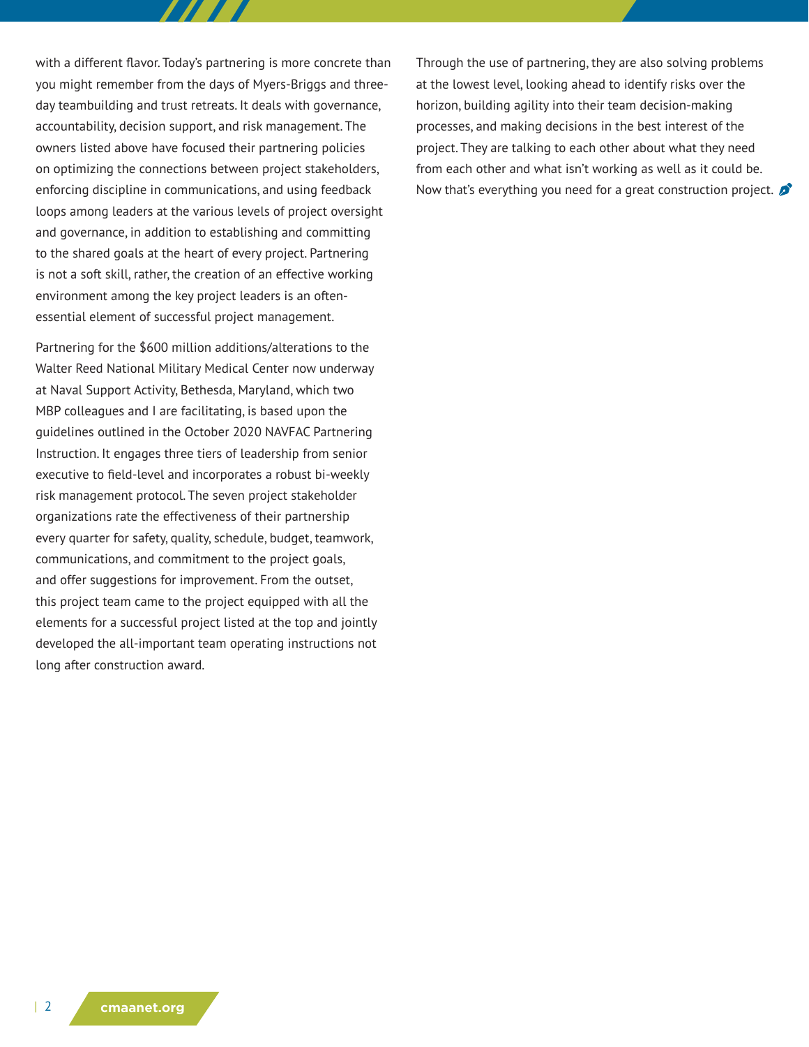with a different flavor. Today's partnering is more concrete than you might remember from the days of Myers-Briggs and three-day teambuilding and trust retreats. It deals with governance, accountability, decision support, and risk management. The owners listed above have focused their partnering policies on optimizing the connections between project stakeholders, enforcing discipline in communications, and using feedback loops among leaders at the various levels of project oversight and governance, in addition to establishing and committing to the shared goals at the heart of every project. Partnering is not a soft skill, rather, the creation of an effective working environment among the key project leaders is an often-essential element of successful project management.

Partnering for the $600 million additions/alterations to the Walter Reed National Military Medical Center now underway at Naval Support Activity, Bethesda, Maryland, which two MBP colleagues and I are facilitating, is based upon the guidelines outlined in the October 2020 NAVFAC Partnering Instruction. It engages three tiers of leadership from senior executive to field-level and incorporates a robust bi-weekly risk management protocol. The seven project stakeholder organizations rate the effectiveness of their partnership every quarter for safety, quality, schedule, budget, teamwork, communications, and commitment to the project goals, and offer suggestions for improvement. From the outset, this project team came to the project equipped with all the elements for a successful project listed at the top and jointly developed the all-important team operating instructions not long after construction award.

Through the use of partnering, they are also solving problems at the lowest level, looking ahead to identify risks over the horizon, building agility into their team decision-making processes, and making decisions in the best interest of the project. They are talking to each other about what they need from each other and what isn't working as well as it could be. Now that's everything you need for a great construction project.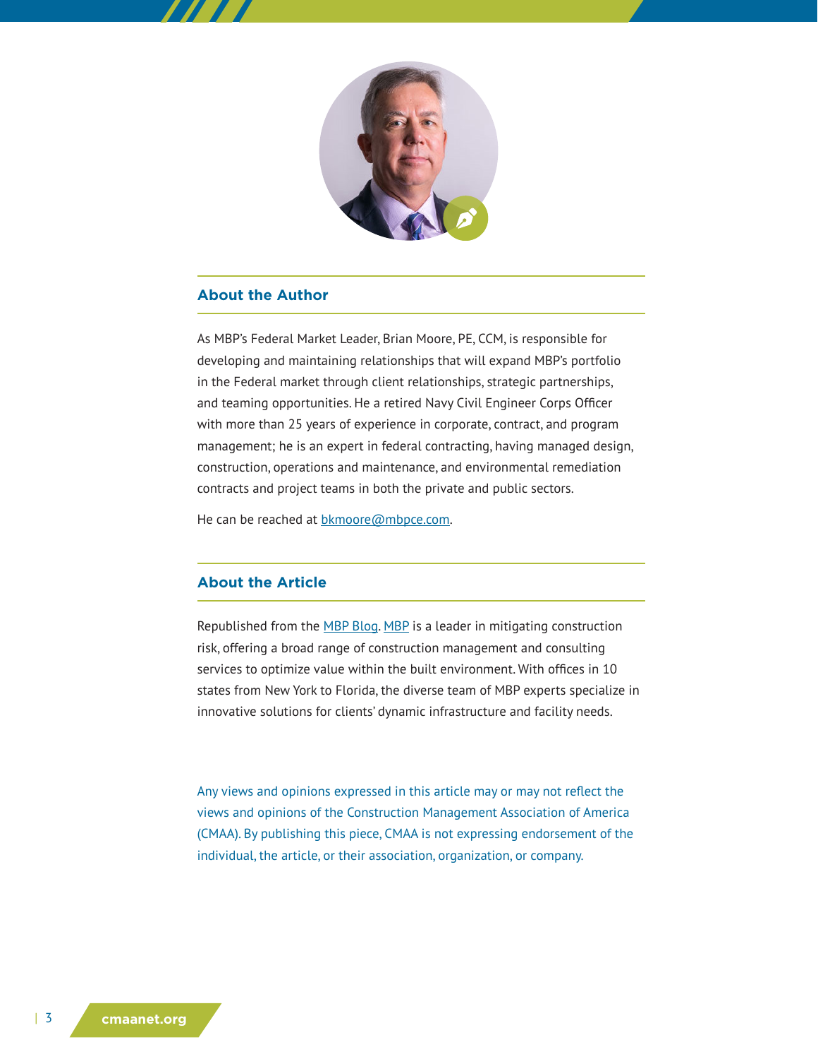## About the Author

As MBP's Federal Market Leader, Brian Moore, PE, CCM, is responsible for developing and maintaining relationships that will expand MBP's portfolio in the Federal market through client relationships, strategic partnerships, and teaming opportunities. He a retired Navy Civil Engineer Corps Officer with more than 25 years of experience in corporate, contract, and program management; he is an expert in federal contracting, having managed design, construction, operations and maintenance, and environmental remediation contracts and project teams in both the private and public sectors.

He can be reached at bkmoore@mbpce.com.

## About the Article

Republished from the MBP Blog. MBP is a leader in mitigating construction risk, offering a broad range of construction management and consulting services to optimize value within the built environment. With offices in 10 states from New York to Florida, the diverse team of MBP experts specialize in innovative solutions for clients' dynamic infrastructure and facility needs.

Any views and opinions expressed in this article may or may not reflect the views and opinions of the Construction Management Association of America (CMAA). By publishing this piece, CMAA is not expressing endorsement of the individual, the article, or their association, organization, or company.